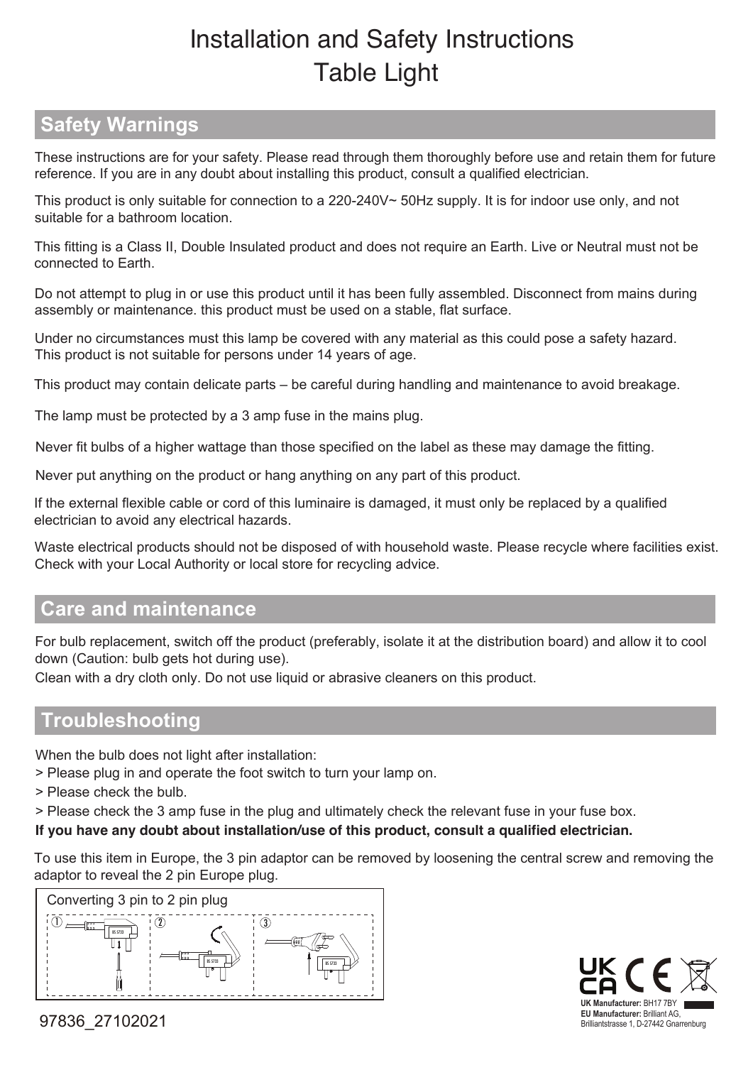# Installation and Safety Instructions
# Table Light

## Safety Warnings

These instructions are for your safety. Please read through them thoroughly before use and retain them for future reference. If you are in any doubt about installing this product, consult a qualified electrician.

This product is only suitable for connection to a 220-240V~ 50Hz supply. It is for indoor use only, and not suitable for a bathroom location.

This fitting is a Class II, Double Insulated product and does not require an Earth. Live or Neutral must not be connected to Earth.

Do not attempt to plug in or use this product until it has been fully assembled. Disconnect from mains during assembly or maintenance. this product must be used on a stable, flat surface.

Under no circumstances must this lamp be covered with any material as this could pose a safety hazard. This product is not suitable for persons under 14 years of age.

This product may contain delicate parts – be careful during handling and maintenance to avoid breakage.

The lamp must be protected by a 3 amp fuse in the mains plug.

Never fit bulbs of a higher wattage than those specified on the label as these may damage the fitting.

Never put anything on the product or hang anything on any part of this product.

If the external flexible cable or cord of this luminaire is damaged, it must only be replaced by a qualified electrician to avoid any electrical hazards.

Waste electrical products should not be disposed of with household waste. Please recycle where facilities exist. Check with your Local Authority or local store for recycling advice.

## Care and maintenance

For bulb replacement, switch off the product (preferably, isolate it at the distribution board) and allow it to cool down (Caution: bulb gets hot during use).

Clean with a dry cloth only. Do not use liquid or abrasive cleaners on this product.

## Troubleshooting

When the bulb does not light after installation:

> Please plug in and operate the foot switch to turn your lamp on.

> Please check the bulb.

> Please check the 3 amp fuse in the plug and ultimately check the relevant fuse in your fuse box.

**If you have any doubt about installation/use of this product, consult a qualified electrician.**

To use this item in Europe, the 3 pin adaptor can be removed by loosening the central screw and removing the adaptor to reveal the 2 pin Europe plug.

Converting 3 pin to 2 pin plug

① ② ③

**UK Manufacturer:** BH17 7BY
**EU Manufacturer:** Brilliant AG, Brilliantstrasse 1, D-27442 Gnarrenburg

97836_27102021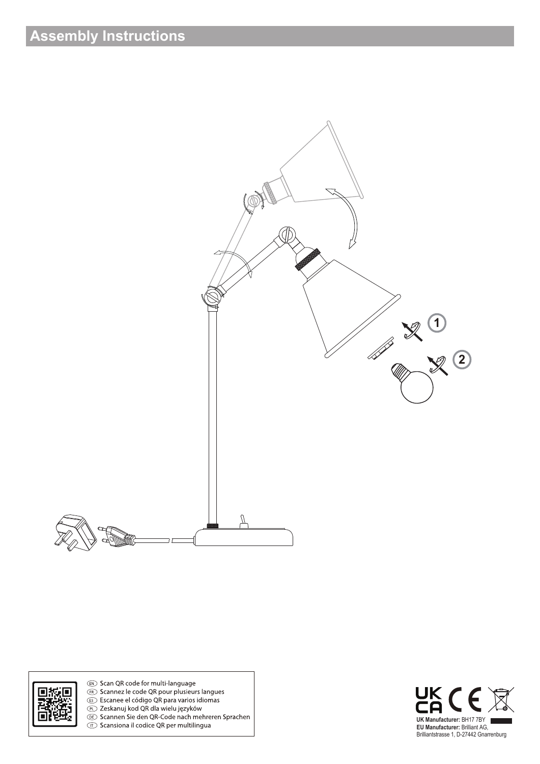# Assembly Instructions

1

2

(EN) Scan QR code for multi-language
(FR) Scannez le code QR pour plusieurs langues
(ES) Escanee el código QR para varios idiomas
(PL) Zeskanuj kod QR dla wielu języków
(DE) Scannen Sie den QR-Code nach mehreren Sprachen
(IT) Scansiona il codice QR per multilingua

UK CA CE

**UK Manufacturer:** BH17 7BY
**EU Manufacturer:** Brilliant AG, Brilliantstrasse 1, D-27442 Gnarrenburg